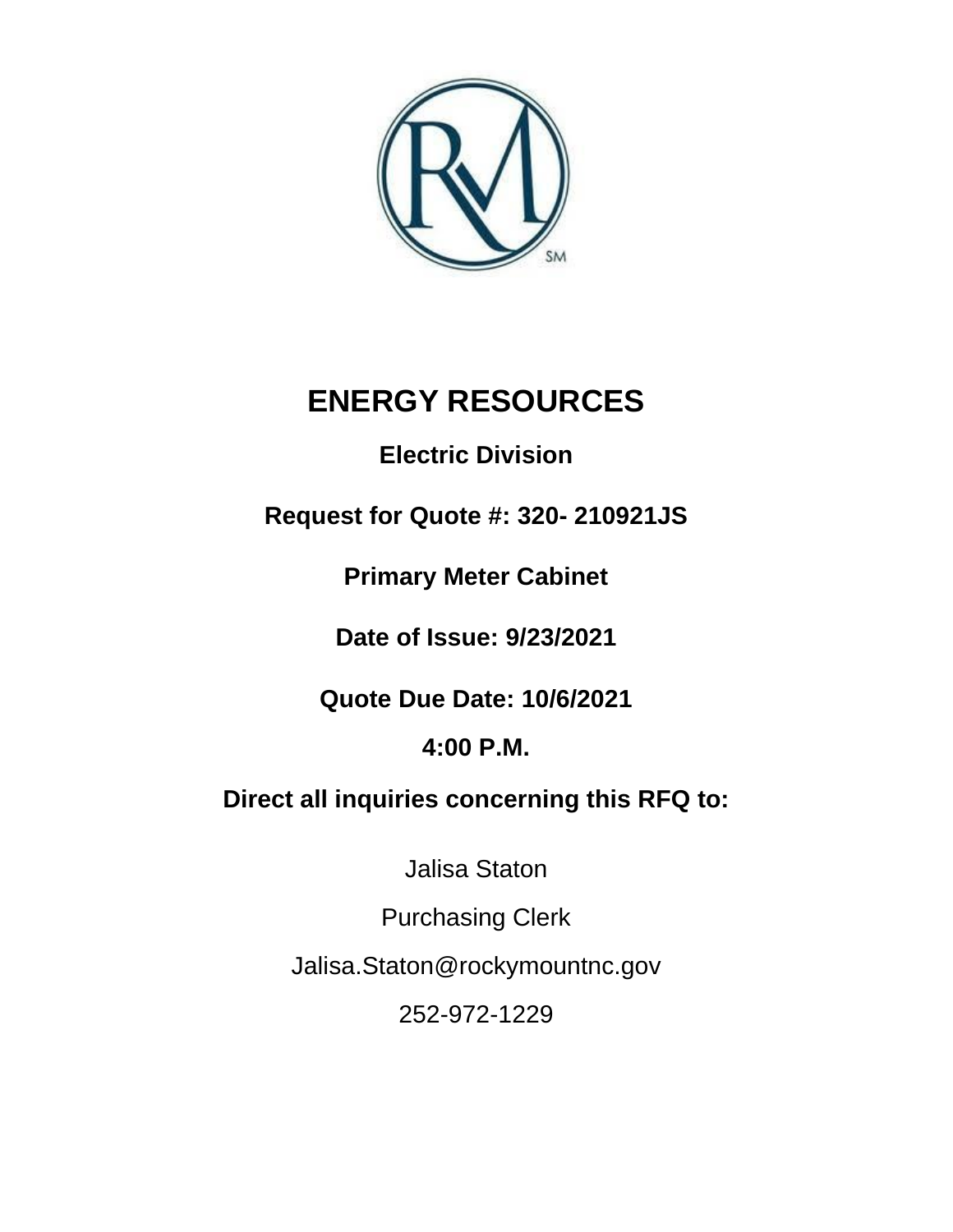# ENERGY RESOURCES

## Electric Division

**Request for Quote #: 320- 210921JS**

**Primary Meter Cabinet**

**Date of Issue: 9/23/2021**

**Quote Due Date: 10/6/2021**

**4:00 P.M.**

**Direct all inquiries concerning this RFQ to:**

Jalisa Staton

Purchasing Clerk

Jalisa.Staton@rockymountnc.gov

252-972-1229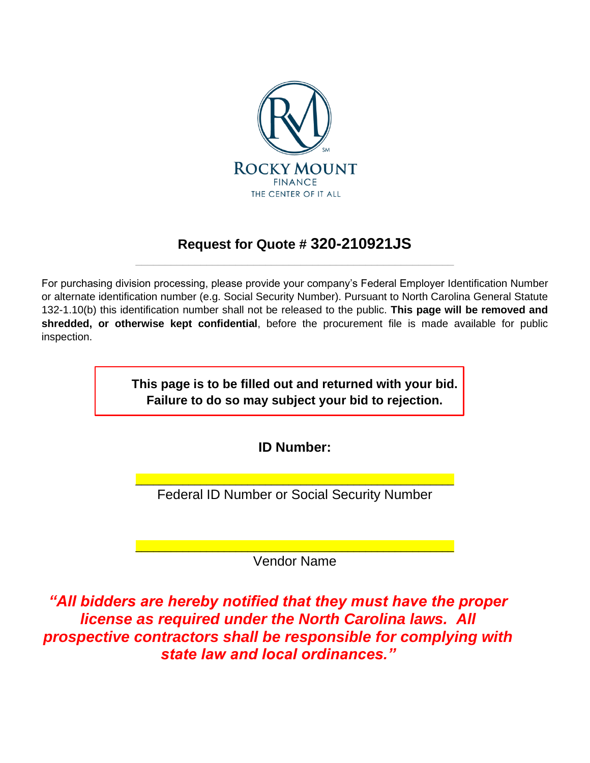ROCKY MOUNT
FINANCE
THE CENTER OF IT ALL

## Request for Quote # 320-210921JS

For purchasing division processing, please provide your company's Federal Employer Identification Number or alternate identification number (e.g. Social Security Number). Pursuant to North Carolina General Statute 132-1.10(b) this identification number shall not be released to the public. **This page will be removed and shredded, or otherwise kept confidential**, before the procurement file is made available for public inspection.

**This page is to be filled out and returned with your bid.**
**Failure to do so may subject your bid to rejection.**

**ID Number:**

\_\_\_\_\_\_\_\_\_\_\_\_\_\_\_\_\_\_\_\_\_\_\_\_\_\_\_\_\_\_\_\_\_\_\_\_\_\_\_\_\_\_\_\_
Federal ID Number or Social Security Number

\_\_\_\_\_\_\_\_\_\_\_\_\_\_\_\_\_\_\_\_\_\_\_\_\_\_\_\_\_\_\_\_\_\_\_\_\_\_\_\_\_\_\_\_
Vendor Name

***"All bidders are hereby notified that they must have the proper license as required under the North Carolina laws. All prospective contractors shall be responsible for complying with state law and local ordinances."***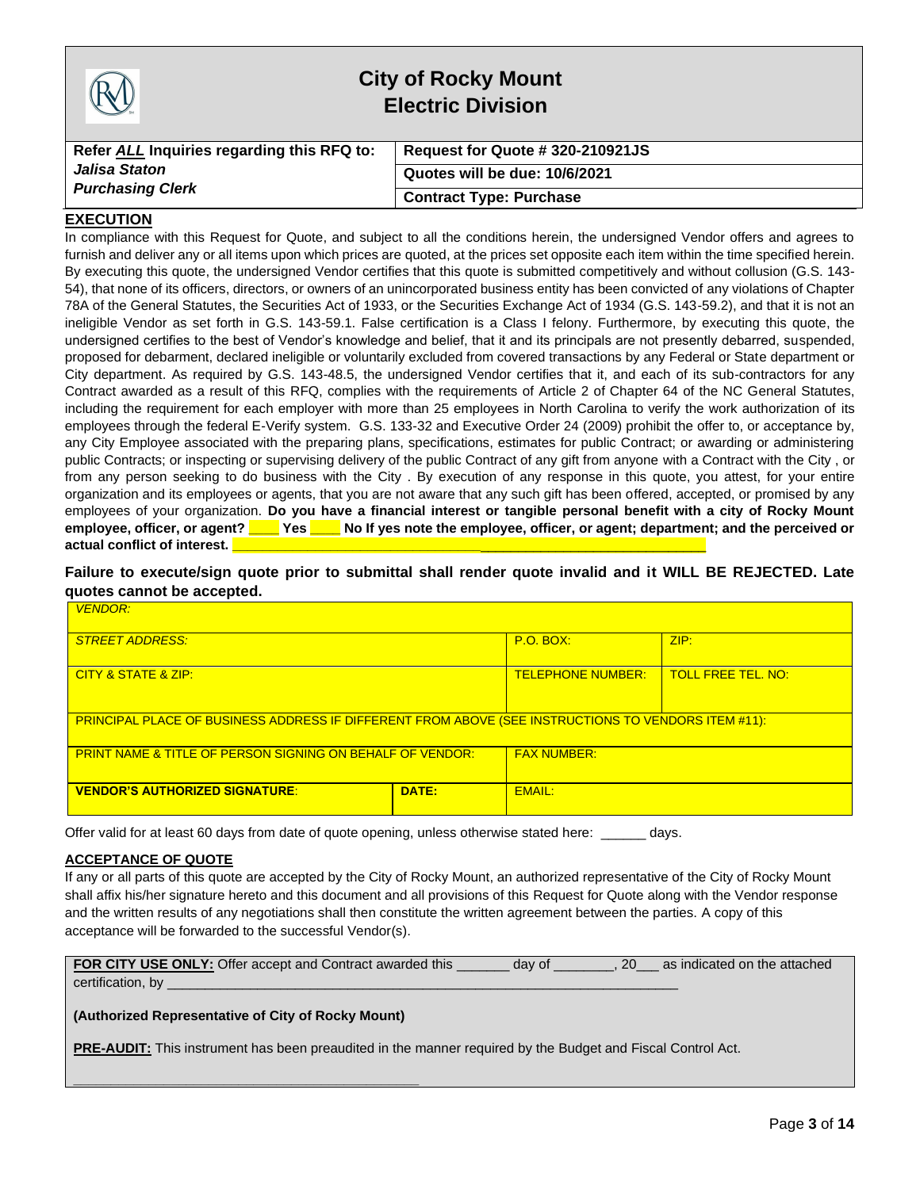# City of Rocky Mount
# Electric Division

| Refer ***ALL*** Inquiries regarding this RFQ to: | **Request for Quote # 320-210921JS** |
|---|---|
| ***Jalisa Staton*** | **Quotes will be due: 10/6/2021** |
| ***Purchasing Clerk*** | **Contract Type: Purchase** |

## EXECUTION

In compliance with this Request for Quote, and subject to all the conditions herein, the undersigned Vendor offers and agrees to furnish and deliver any or all items upon which prices are quoted, at the prices set opposite each item within the time specified herein. By executing this quote, the undersigned Vendor certifies that this quote is submitted competitively and without collusion (G.S. 143-54), that none of its officers, directors, or owners of an unincorporated business entity has been convicted of any violations of Chapter 78A of the General Statutes, the Securities Act of 1933, or the Securities Exchange Act of 1934 (G.S. 143-59.2), and that it is not an ineligible Vendor as set forth in G.S. 143-59.1. False certification is a Class I felony. Furthermore, by executing this quote, the undersigned certifies to the best of Vendor's knowledge and belief, that it and its principals are not presently debarred, suspended, proposed for debarment, declared ineligible or voluntarily excluded from covered transactions by any Federal or State department or City department. As required by G.S. 143-48.5, the undersigned Vendor certifies that it, and each of its sub-contractors for any Contract awarded as a result of this RFQ, complies with the requirements of Article 2 of Chapter 64 of the NC General Statutes, including the requirement for each employer with more than 25 employees in North Carolina to verify the work authorization of its employees through the federal E-Verify system. G.S. 133-32 and Executive Order 24 (2009) prohibit the offer to, or acceptance by, any City Employee associated with the preparing plans, specifications, estimates for public Contract; or awarding or administering public Contracts; or inspecting or supervising delivery of the public Contract of any gift from anyone with a Contract with the City , or from any person seeking to do business with the City . By execution of any response in this quote, you attest, for your entire organization and its employees or agents, that you are not aware that any such gift has been offered, accepted, or promised by any employees of your organization. **Do you have a financial interest or tangible personal benefit with a city of Rocky Mount employee, officer, or agent? ____ Yes ____ No If yes note the employee, officer, or agent; department; and the perceived or actual conflict of interest. ____________________________________________________________**

**Failure to execute/sign quote prior to submittal shall render quote invalid and it WILL BE REJECTED. Late quotes cannot be accepted.**

| *VENDOR:* | | | |
|---|---|---|---|
| *STREET ADDRESS:* | | P.O. BOX: | ZIP: |
| CITY & STATE & ZIP: | | TELEPHONE NUMBER: | TOLL FREE TEL. NO: |
| PRINCIPAL PLACE OF BUSINESS ADDRESS IF DIFFERENT FROM ABOVE (SEE INSTRUCTIONS TO VENDORS ITEM #11): | | | |
| PRINT NAME & TITLE OF PERSON SIGNING ON BEHALF OF VENDOR: | | FAX NUMBER: | |
| **VENDOR'S AUTHORIZED SIGNATURE**: | **DATE:** | EMAIL: | |

Offer valid for at least 60 days from date of quote opening, unless otherwise stated here: ______ days.

## ACCEPTANCE OF QUOTE

If any or all parts of this quote are accepted by the City of Rocky Mount, an authorized representative of the City of Rocky Mount shall affix his/her signature hereto and this document and all provisions of this Request for Quote along with the Vendor response and the written results of any negotiations shall then constitute the written agreement between the parties. A copy of this acceptance will be forwarded to the successful Vendor(s).

**FOR CITY USE ONLY:** Offer accept and Contract awarded this _______ day of ________, 20___ as indicated on the attached certification, by ____________________________________________________________________

**(Authorized Representative of City of Rocky Mount)**

**PRE-AUDIT:** This instrument has been preaudited in the manner required by the Budget and Fiscal Control Act.

_______________________________________________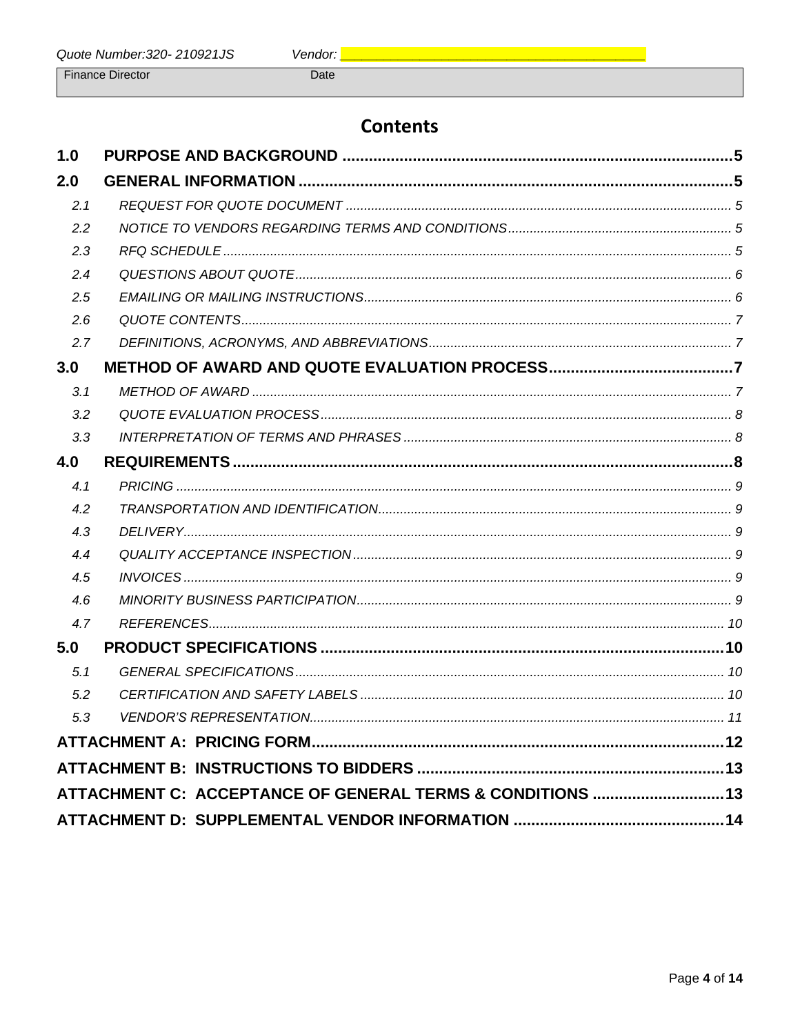Quote Number:320- 210921JS Vendor: ___________________________________

Finance Director Date

# Contents

| | | |
|---|---|---|
| **1.0** | **PURPOSE AND BACKGROUND** | **5** |
| **2.0** | **GENERAL INFORMATION** | **5** |
| *2.1* | *REQUEST FOR QUOTE DOCUMENT* | *5* |
| *2.2* | *NOTICE TO VENDORS REGARDING TERMS AND CONDITIONS* | *5* |
| *2.3* | *RFQ SCHEDULE* | *5* |
| *2.4* | *QUESTIONS ABOUT QUOTE* | *6* |
| *2.5* | *EMAILING OR MAILING INSTRUCTIONS* | *6* |
| *2.6* | *QUOTE CONTENTS* | *7* |
| *2.7* | *DEFINITIONS, ACRONYMS, AND ABBREVIATIONS* | *7* |
| **3.0** | **METHOD OF AWARD AND QUOTE EVALUATION PROCESS** | **7** |
| *3.1* | *METHOD OF AWARD* | *7* |
| *3.2* | *QUOTE EVALUATION PROCESS* | *8* |
| *3.3* | *INTERPRETATION OF TERMS AND PHRASES* | *8* |
| **4.0** | **REQUIREMENTS** | **8** |
| *4.1* | *PRICING* | *9* |
| *4.2* | *TRANSPORTATION AND IDENTIFICATION* | *9* |
| *4.3* | *DELIVERY* | *9* |
| *4.4* | *QUALITY ACCEPTANCE INSPECTION* | *9* |
| *4.5* | *INVOICES* | *9* |
| *4.6* | *MINORITY BUSINESS PARTICIPATION* | *9* |
| *4.7* | *REFERENCES* | *10* |
| **5.0** | **PRODUCT SPECIFICATIONS** | **10** |
| *5.1* | *GENERAL SPECIFICATIONS* | *10* |
| *5.2* | *CERTIFICATION AND SAFETY LABELS* | *10* |
| *5.3* | *VENDOR'S REPRESENTATION* | *11* |
| | **ATTACHMENT A: PRICING FORM** | **12** |
| | **ATTACHMENT B: INSTRUCTIONS TO BIDDERS** | **13** |
| | **ATTACHMENT C: ACCEPTANCE OF GENERAL TERMS & CONDITIONS** | **13** |
| | **ATTACHMENT D: SUPPLEMENTAL VENDOR INFORMATION** | **14** |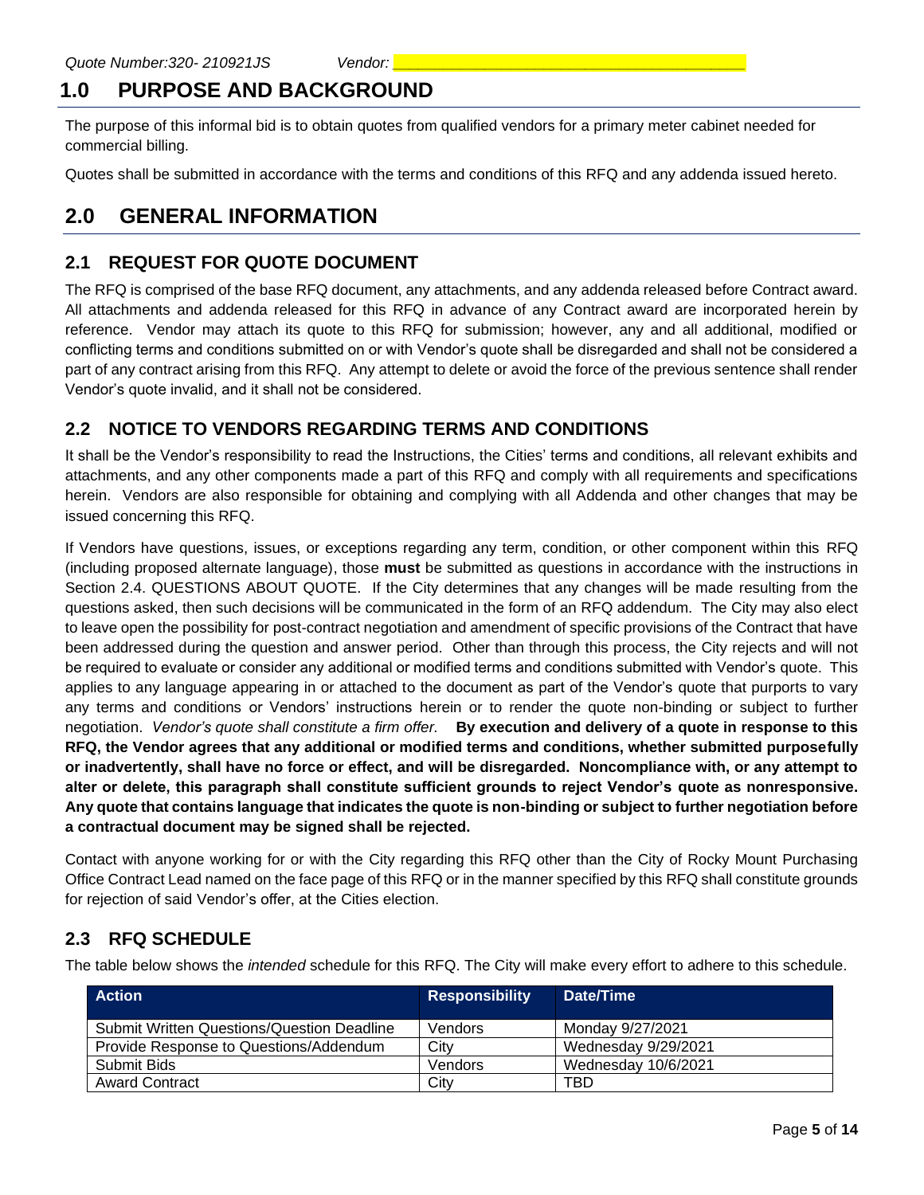# 1.0 PURPOSE AND BACKGROUND

The purpose of this informal bid is to obtain quotes from qualified vendors for a primary meter cabinet needed for commercial billing.

Quotes shall be submitted in accordance with the terms and conditions of this RFQ and any addenda issued hereto.

# 2.0 GENERAL INFORMATION

## 2.1 REQUEST FOR QUOTE DOCUMENT

The RFQ is comprised of the base RFQ document, any attachments, and any addenda released before Contract award. All attachments and addenda released for this RFQ in advance of any Contract award are incorporated herein by reference. Vendor may attach its quote to this RFQ for submission; however, any and all additional, modified or conflicting terms and conditions submitted on or with Vendor's quote shall be disregarded and shall not be considered a part of any contract arising from this RFQ. Any attempt to delete or avoid the force of the previous sentence shall render Vendor's quote invalid, and it shall not be considered.

## 2.2 NOTICE TO VENDORS REGARDING TERMS AND CONDITIONS

It shall be the Vendor's responsibility to read the Instructions, the Cities' terms and conditions, all relevant exhibits and attachments, and any other components made a part of this RFQ and comply with all requirements and specifications herein. Vendors are also responsible for obtaining and complying with all Addenda and other changes that may be issued concerning this RFQ.

If Vendors have questions, issues, or exceptions regarding any term, condition, or other component within this RFQ (including proposed alternate language), those **must** be submitted as questions in accordance with the instructions in Section 2.4. QUESTIONS ABOUT QUOTE. If the City determines that any changes will be made resulting from the questions asked, then such decisions will be communicated in the form of an RFQ addendum. The City may also elect to leave open the possibility for post-contract negotiation and amendment of specific provisions of the Contract that have been addressed during the question and answer period. Other than through this process, the City rejects and will not be required to evaluate or consider any additional or modified terms and conditions submitted with Vendor's quote. This applies to any language appearing in or attached to the document as part of the Vendor's quote that purports to vary any terms and conditions or Vendors' instructions herein or to render the quote non-binding or subject to further negotiation. *Vendor's quote shall constitute a firm offer.* **By execution and delivery of a quote in response to this RFQ, the Vendor agrees that any additional or modified terms and conditions, whether submitted purposefully or inadvertently, shall have no force or effect, and will be disregarded. Noncompliance with, or any attempt to alter or delete, this paragraph shall constitute sufficient grounds to reject Vendor's quote as nonresponsive. Any quote that contains language that indicates the quote is non-binding or subject to further negotiation before a contractual document may be signed shall be rejected.**

Contact with anyone working for or with the City regarding this RFQ other than the City of Rocky Mount Purchasing Office Contract Lead named on the face page of this RFQ or in the manner specified by this RFQ shall constitute grounds for rejection of said Vendor's offer, at the Cities election.

## 2.3 RFQ SCHEDULE

The table below shows the *intended* schedule for this RFQ. The City will make every effort to adhere to this schedule.

| Action | Responsibility | Date/Time |
|---|---|---|
| Submit Written Questions/Question Deadline | Vendors | Monday 9/27/2021 |
| Provide Response to Questions/Addendum | City | Wednesday 9/29/2021 |
| Submit Bids | Vendors | Wednesday 10/6/2021 |
| Award Contract | City | TBD |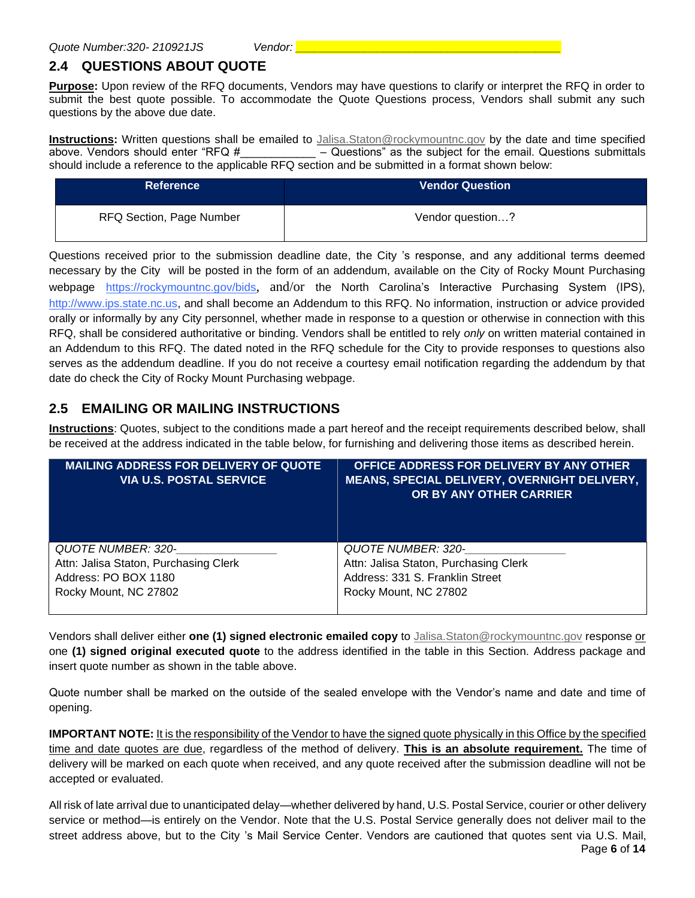Quote Number:320- 210921JS Vendor: ________________________________________

## 2.4 QUESTIONS ABOUT QUOTE

**Purpose:** Upon review of the RFQ documents, Vendors may have questions to clarify or interpret the RFQ in order to submit the best quote possible. To accommodate the Quote Questions process, Vendors shall submit any such questions by the above due date.

**Instructions:** Written questions shall be emailed to Jalisa.Staton@rockymountnc.gov by the date and time specified above. Vendors should enter "RFQ #____________ – Questions" as the subject for the email. Questions submittals should include a reference to the applicable RFQ section and be submitted in a format shown below:

| Reference | Vendor Question |
|---|---|
| RFQ Section, Page Number | Vendor question…? |

Questions received prior to the submission deadline date, the City 's response, and any additional terms deemed necessary by the City will be posted in the form of an addendum, available on the City of Rocky Mount Purchasing webpage https://rockymountnc.gov/bids, and/or the North Carolina's Interactive Purchasing System (IPS), http://www.ips.state.nc.us, and shall become an Addendum to this RFQ. No information, instruction or advice provided orally or informally by any City personnel, whether made in response to a question or otherwise in connection with this RFQ, shall be considered authoritative or binding. Vendors shall be entitled to rely *only* on written material contained in an Addendum to this RFQ. The dated noted in the RFQ schedule for the City to provide responses to questions also serves as the addendum deadline. If you do not receive a courtesy email notification regarding the addendum by that date do check the City of Rocky Mount Purchasing webpage.

## 2.5 EMAILING OR MAILING INSTRUCTIONS

**Instructions**: Quotes, subject to the conditions made a part hereof and the receipt requirements described below, shall be received at the address indicated in the table below, for furnishing and delivering those items as described herein.

| MAILING ADDRESS FOR DELIVERY OF QUOTE VIA U.S. POSTAL SERVICE | OFFICE ADDRESS FOR DELIVERY BY ANY OTHER MEANS, SPECIAL DELIVERY, OVERNIGHT DELIVERY, OR BY ANY OTHER CARRIER |
|---|---|
| *QUOTE NUMBER: 320-_______________*<br>Attn: Jalisa Staton, Purchasing Clerk<br>Address: PO BOX 1180<br>Rocky Mount, NC 27802 | *QUOTE NUMBER: 320-_______________*<br>Attn: Jalisa Staton, Purchasing Clerk<br>Address: 331 S. Franklin Street<br>Rocky Mount, NC 27802 |

Vendors shall deliver either **one (1) signed electronic emailed copy** to Jalisa.Staton@rockymountnc.gov response or one **(1) signed original executed quote** to the address identified in the table in this Section. Address package and insert quote number as shown in the table above.

Quote number shall be marked on the outside of the sealed envelope with the Vendor's name and date and time of opening.

**IMPORTANT NOTE:** It is the responsibility of the Vendor to have the signed quote physically in this Office by the specified time and date quotes are due, regardless of the method of delivery. **This is an absolute requirement.** The time of delivery will be marked on each quote when received, and any quote received after the submission deadline will not be accepted or evaluated.

All risk of late arrival due to unanticipated delay—whether delivered by hand, U.S. Postal Service, courier or other delivery service or method—is entirely on the Vendor. Note that the U.S. Postal Service generally does not deliver mail to the street address above, but to the City 's Mail Service Center. Vendors are cautioned that quotes sent via U.S. Mail,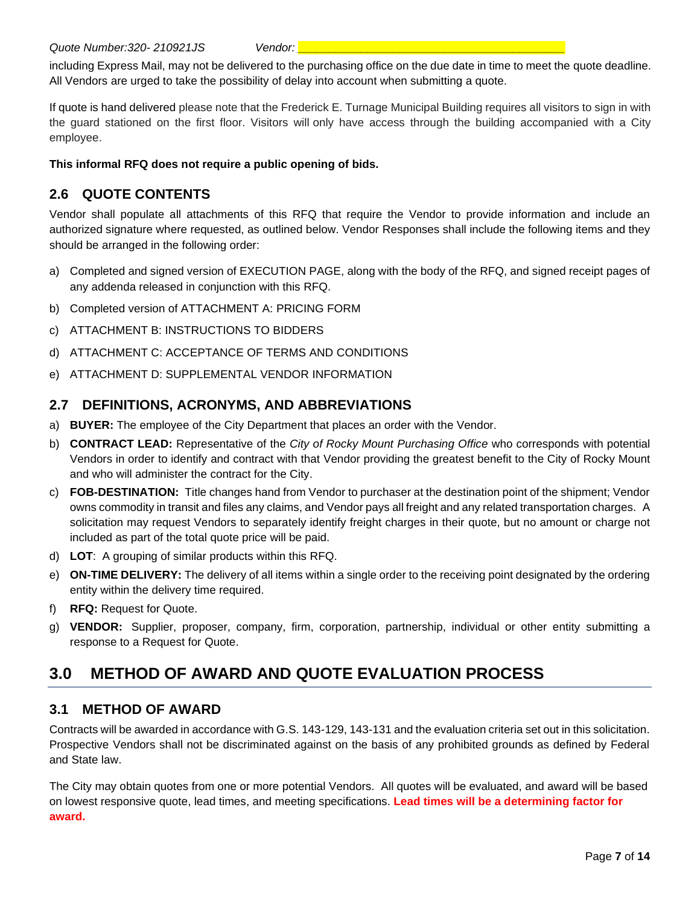including Express Mail, may not be delivered to the purchasing office on the due date in time to meet the quote deadline. All Vendors are urged to take the possibility of delay into account when submitting a quote.

If quote is hand delivered please note that the Frederick E. Turnage Municipal Building requires all visitors to sign in with the guard stationed on the first floor. Visitors will only have access through the building accompanied with a City employee.

**This informal RFQ does not require a public opening of bids.**

## 2.6 QUOTE CONTENTS

Vendor shall populate all attachments of this RFQ that require the Vendor to provide information and include an authorized signature where requested, as outlined below. Vendor Responses shall include the following items and they should be arranged in the following order:

a) Completed and signed version of EXECUTION PAGE, along with the body of the RFQ, and signed receipt pages of any addenda released in conjunction with this RFQ.

b) Completed version of ATTACHMENT A: PRICING FORM

c) ATTACHMENT B: INSTRUCTIONS TO BIDDERS

d) ATTACHMENT C: ACCEPTANCE OF TERMS AND CONDITIONS

e) ATTACHMENT D: SUPPLEMENTAL VENDOR INFORMATION

## 2.7 DEFINITIONS, ACRONYMS, AND ABBREVIATIONS

a) **BUYER:** The employee of the City Department that places an order with the Vendor.

b) **CONTRACT LEAD:** Representative of the *City of Rocky Mount Purchasing Office* who corresponds with potential Vendors in order to identify and contract with that Vendor providing the greatest benefit to the City of Rocky Mount and who will administer the contract for the City.

c) **FOB-DESTINATION:** Title changes hand from Vendor to purchaser at the destination point of the shipment; Vendor owns commodity in transit and files any claims, and Vendor pays all freight and any related transportation charges. A solicitation may request Vendors to separately identify freight charges in their quote, but no amount or charge not included as part of the total quote price will be paid.

d) **LOT**: A grouping of similar products within this RFQ.

e) **ON-TIME DELIVERY:** The delivery of all items within a single order to the receiving point designated by the ordering entity within the delivery time required.

f) **RFQ:** Request for Quote.

g) **VENDOR:** Supplier, proposer, company, firm, corporation, partnership, individual or other entity submitting a response to a Request for Quote.

# 3.0 METHOD OF AWARD AND QUOTE EVALUATION PROCESS

## 3.1 METHOD OF AWARD

Contracts will be awarded in accordance with G.S. 143-129, 143-131 and the evaluation criteria set out in this solicitation. Prospective Vendors shall not be discriminated against on the basis of any prohibited grounds as defined by Federal and State law.

The City may obtain quotes from one or more potential Vendors. All quotes will be evaluated, and award will be based on lowest responsive quote, lead times, and meeting specifications. **Lead times will be a determining factor for award.**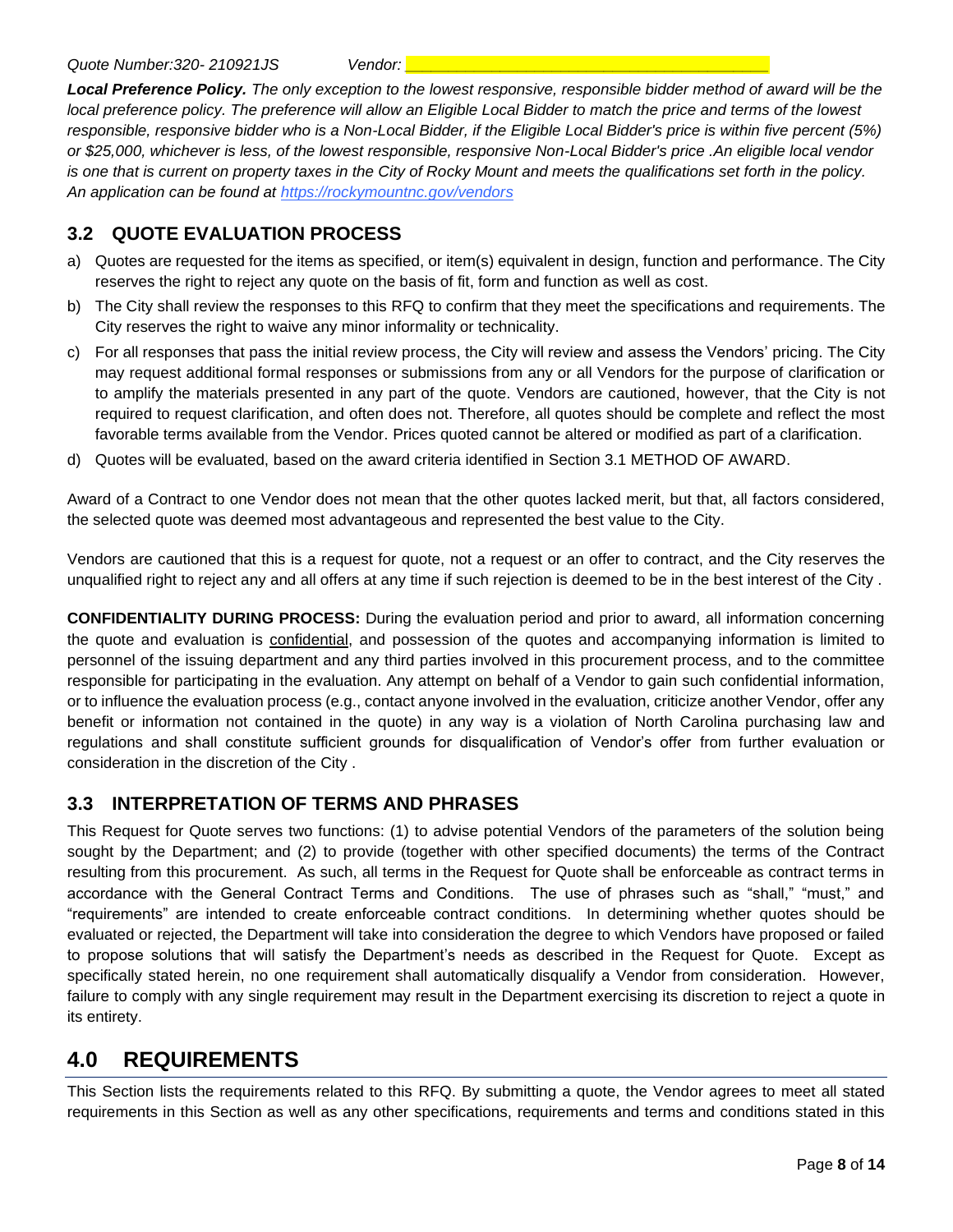***Local Preference Policy.*** *The only exception to the lowest responsive, responsible bidder method of award will be the local preference policy. The preference will allow an Eligible Local Bidder to match the price and terms of the lowest responsible, responsive bidder who is a Non-Local Bidder, if the Eligible Local Bidder's price is within five percent (5%) or $25,000, whichever is less, of the lowest responsible, responsive Non-Local Bidder's price .An eligible local vendor is one that is current on property taxes in the City of Rocky Mount and meets the qualifications set forth in the policy. An application can be found at [https://rockymountnc.gov/vendors](https://rockymountnc.gov/vendors)*

## 3.2 QUOTE EVALUATION PROCESS

a) Quotes are requested for the items as specified, or item(s) equivalent in design, function and performance. The City reserves the right to reject any quote on the basis of fit, form and function as well as cost.

b) The City shall review the responses to this RFQ to confirm that they meet the specifications and requirements. The City reserves the right to waive any minor informality or technicality.

c) For all responses that pass the initial review process, the City will review and assess the Vendors' pricing. The City may request additional formal responses or submissions from any or all Vendors for the purpose of clarification or to amplify the materials presented in any part of the quote. Vendors are cautioned, however, that the City is not required to request clarification, and often does not. Therefore, all quotes should be complete and reflect the most favorable terms available from the Vendor. Prices quoted cannot be altered or modified as part of a clarification.

d) Quotes will be evaluated, based on the award criteria identified in Section 3.1 METHOD OF AWARD.

Award of a Contract to one Vendor does not mean that the other quotes lacked merit, but that, all factors considered, the selected quote was deemed most advantageous and represented the best value to the City.

Vendors are cautioned that this is a request for quote, not a request or an offer to contract, and the City reserves the unqualified right to reject any and all offers at any time if such rejection is deemed to be in the best interest of the City .

**CONFIDENTIALITY DURING PROCESS:** During the evaluation period and prior to award, all information concerning the quote and evaluation is confidential, and possession of the quotes and accompanying information is limited to personnel of the issuing department and any third parties involved in this procurement process, and to the committee responsible for participating in the evaluation. Any attempt on behalf of a Vendor to gain such confidential information, or to influence the evaluation process (e.g., contact anyone involved in the evaluation, criticize another Vendor, offer any benefit or information not contained in the quote) in any way is a violation of North Carolina purchasing law and regulations and shall constitute sufficient grounds for disqualification of Vendor's offer from further evaluation or consideration in the discretion of the City .

## 3.3 INTERPRETATION OF TERMS AND PHRASES

This Request for Quote serves two functions: (1) to advise potential Vendors of the parameters of the solution being sought by the Department; and (2) to provide (together with other specified documents) the terms of the Contract resulting from this procurement. As such, all terms in the Request for Quote shall be enforceable as contract terms in accordance with the General Contract Terms and Conditions. The use of phrases such as "shall," "must," and "requirements" are intended to create enforceable contract conditions. In determining whether quotes should be evaluated or rejected, the Department will take into consideration the degree to which Vendors have proposed or failed to propose solutions that will satisfy the Department's needs as described in the Request for Quote. Except as specifically stated herein, no one requirement shall automatically disqualify a Vendor from consideration. However, failure to comply with any single requirement may result in the Department exercising its discretion to reject a quote in its entirety.

# 4.0 REQUIREMENTS

This Section lists the requirements related to this RFQ. By submitting a quote, the Vendor agrees to meet all stated requirements in this Section as well as any other specifications, requirements and terms and conditions stated in this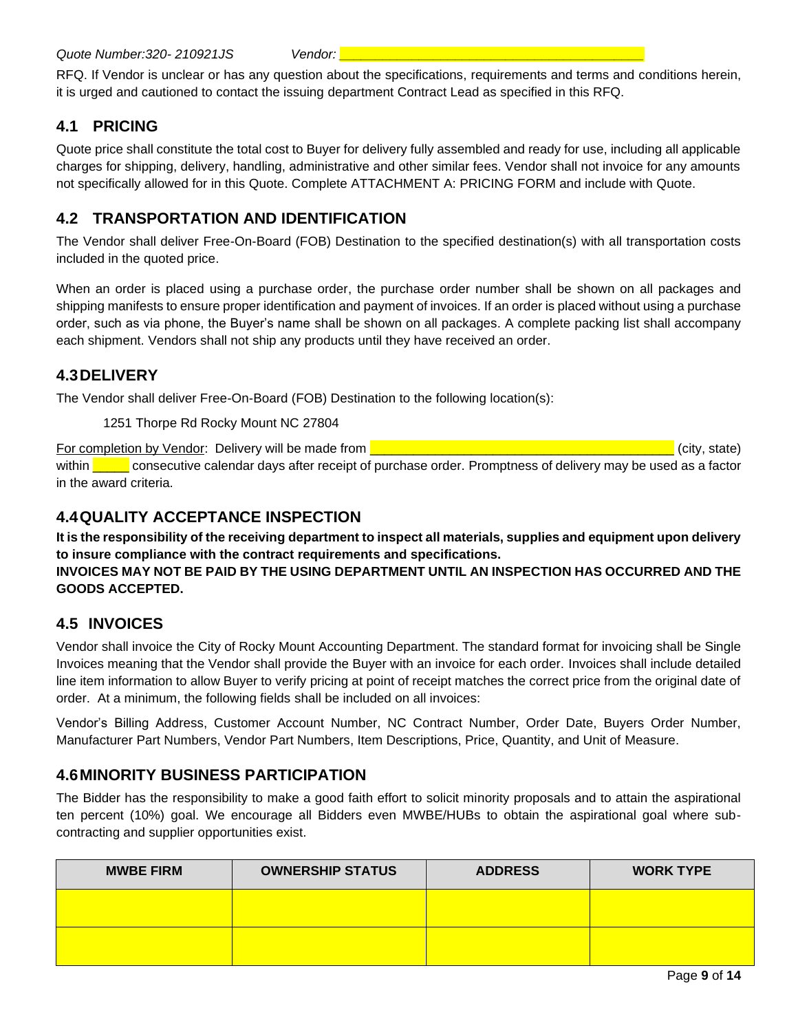RFQ. If Vendor is unclear or has any question about the specifications, requirements and terms and conditions herein, it is urged and cautioned to contact the issuing department Contract Lead as specified in this RFQ.

## 4.1 PRICING

Quote price shall constitute the total cost to Buyer for delivery fully assembled and ready for use, including all applicable charges for shipping, delivery, handling, administrative and other similar fees. Vendor shall not invoice for any amounts not specifically allowed for in this Quote. Complete ATTACHMENT A: PRICING FORM and include with Quote.

## 4.2 TRANSPORTATION AND IDENTIFICATION

The Vendor shall deliver Free-On-Board (FOB) Destination to the specified destination(s) with all transportation costs included in the quoted price.

When an order is placed using a purchase order, the purchase order number shall be shown on all packages and shipping manifests to ensure proper identification and payment of invoices. If an order is placed without using a purchase order, such as via phone, the Buyer's name shall be shown on all packages. A complete packing list shall accompany each shipment. Vendors shall not ship any products until they have received an order.

## 4.3 DELIVERY

The Vendor shall deliver Free-On-Board (FOB) Destination to the following location(s):

1251 Thorpe Rd Rocky Mount NC 27804

For completion by Vendor: Delivery will be made from ________________________________________ (city, state) within _____ consecutive calendar days after receipt of purchase order. Promptness of delivery may be used as a factor in the award criteria.

## 4.4 QUALITY ACCEPTANCE INSPECTION

**It is the responsibility of the receiving department to inspect all materials, supplies and equipment upon delivery to insure compliance with the contract requirements and specifications.**

**INVOICES MAY NOT BE PAID BY THE USING DEPARTMENT UNTIL AN INSPECTION HAS OCCURRED AND THE GOODS ACCEPTED.**

## 4.5 INVOICES

Vendor shall invoice the City of Rocky Mount Accounting Department. The standard format for invoicing shall be Single Invoices meaning that the Vendor shall provide the Buyer with an invoice for each order. Invoices shall include detailed line item information to allow Buyer to verify pricing at point of receipt matches the correct price from the original date of order. At a minimum, the following fields shall be included on all invoices:

Vendor's Billing Address, Customer Account Number, NC Contract Number, Order Date, Buyers Order Number, Manufacturer Part Numbers, Vendor Part Numbers, Item Descriptions, Price, Quantity, and Unit of Measure.

## 4.6 MINORITY BUSINESS PARTICIPATION

The Bidder has the responsibility to make a good faith effort to solicit minority proposals and to attain the aspirational ten percent (10%) goal. We encourage all Bidders even MWBE/HUBs to obtain the aspirational goal where sub-contracting and supplier opportunities exist.

| MWBE FIRM | OWNERSHIP STATUS | ADDRESS | WORK TYPE |
|---|---|---|---|
| | | | |
| | | | |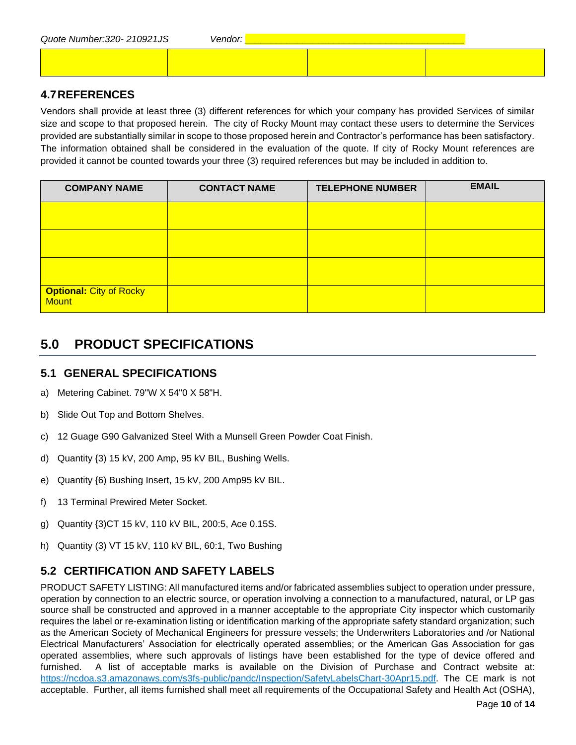Quote Number:320- 210921JS    Vendor: ________________________________________

| | | | |
|---|---|---|---|
| | | | |

### 4.7 REFERENCES

Vendors shall provide at least three (3) different references for which your company has provided Services of similar size and scope to that proposed herein. The city of Rocky Mount may contact these users to determine the Services provided are substantially similar in scope to those proposed herein and Contractor's performance has been satisfactory. The information obtained shall be considered in the evaluation of the quote. If city of Rocky Mount references are provided it cannot be counted towards your three (3) required references but may be included in addition to.

| COMPANY NAME | CONTACT NAME | TELEPHONE NUMBER | EMAIL |
|---|---|---|---|
| | | | |
| | | | |
| | | | |
| **Optional:** City of Rocky Mount | | | |

## 5.0 PRODUCT SPECIFICATIONS

### 5.1 GENERAL SPECIFICATIONS

a) Metering Cabinet. 79"W X 54"0 X 58"H.

b) Slide Out Top and Bottom Shelves.

c) 12 Guage G90 Galvanized Steel With a Munsell Green Powder Coat Finish.

d) Quantity {3) 15 kV, 200 Amp, 95 kV BIL, Bushing Wells.

e) Quantity {6) Bushing Insert, 15 kV, 200 Amp95 kV BIL.

f) 13 Terminal Prewired Meter Socket.

g) Quantity {3)CT 15 kV, 110 kV BIL, 200:5, Ace 0.15S.

h) Quantity (3) VT 15 kV, 110 kV BIL, 60:1, Two Bushing

### 5.2 CERTIFICATION AND SAFETY LABELS

PRODUCT SAFETY LISTING: All manufactured items and/or fabricated assemblies subject to operation under pressure, operation by connection to an electric source, or operation involving a connection to a manufactured, natural, or LP gas source shall be constructed and approved in a manner acceptable to the appropriate City inspector which customarily requires the label or re-examination listing or identification marking of the appropriate safety standard organization; such as the American Society of Mechanical Engineers for pressure vessels; the Underwriters Laboratories and /or National Electrical Manufacturers' Association for electrically operated assemblies; or the American Gas Association for gas operated assemblies, where such approvals of listings have been established for the type of device offered and furnished. A list of acceptable marks is available on the Division of Purchase and Contract website at: https://ncdoa.s3.amazonaws.com/s3fs-public/pandc/Inspection/SafetyLabelsChart-30Apr15.pdf. The CE mark is not acceptable. Further, all items furnished shall meet all requirements of the Occupational Safety and Health Act (OSHA),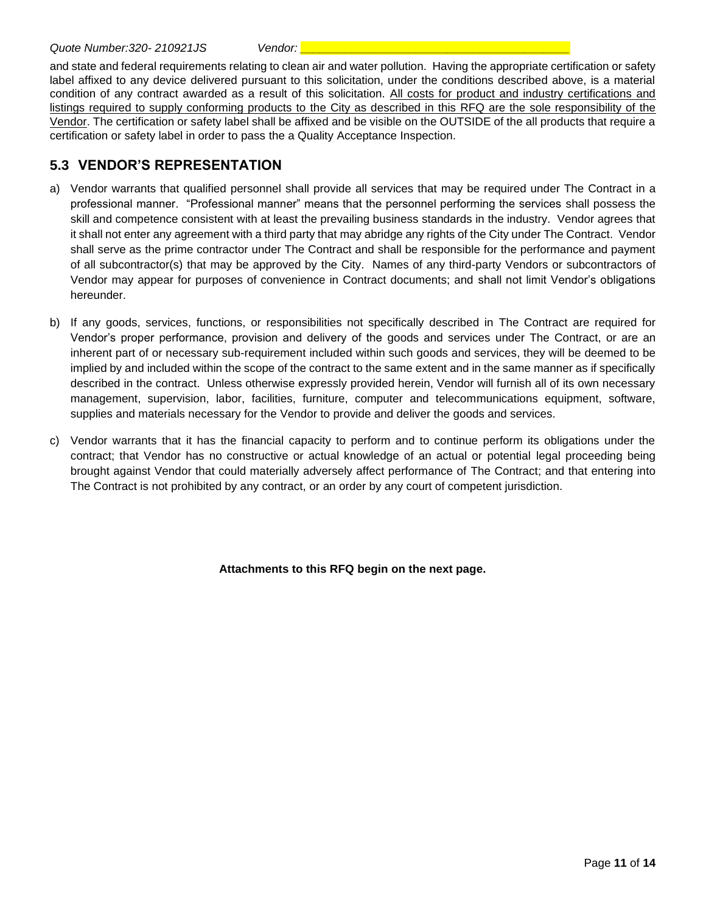and state and federal requirements relating to clean air and water pollution. Having the appropriate certification or safety label affixed to any device delivered pursuant to this solicitation, under the conditions described above, is a material condition of any contract awarded as a result of this solicitation. <u>All costs for product and industry certifications and listings required to supply conforming products to the City as described in this RFQ are the sole responsibility of the Vendor</u>. The certification or safety label shall be affixed and be visible on the OUTSIDE of the all products that require a certification or safety label in order to pass the a Quality Acceptance Inspection.

## 5.3 VENDOR'S REPRESENTATION

a) Vendor warrants that qualified personnel shall provide all services that may be required under The Contract in a professional manner. "Professional manner" means that the personnel performing the services shall possess the skill and competence consistent with at least the prevailing business standards in the industry. Vendor agrees that it shall not enter any agreement with a third party that may abridge any rights of the City under The Contract. Vendor shall serve as the prime contractor under The Contract and shall be responsible for the performance and payment of all subcontractor(s) that may be approved by the City. Names of any third-party Vendors or subcontractors of Vendor may appear for purposes of convenience in Contract documents; and shall not limit Vendor's obligations hereunder.

b) If any goods, services, functions, or responsibilities not specifically described in The Contract are required for Vendor's proper performance, provision and delivery of the goods and services under The Contract, or are an inherent part of or necessary sub-requirement included within such goods and services, they will be deemed to be implied by and included within the scope of the contract to the same extent and in the same manner as if specifically described in the contract. Unless otherwise expressly provided herein, Vendor will furnish all of its own necessary management, supervision, labor, facilities, furniture, computer and telecommunications equipment, software, supplies and materials necessary for the Vendor to provide and deliver the goods and services.

c) Vendor warrants that it has the financial capacity to perform and to continue perform its obligations under the contract; that Vendor has no constructive or actual knowledge of an actual or potential legal proceeding being brought against Vendor that could materially adversely affect performance of The Contract; and that entering into The Contract is not prohibited by any contract, or an order by any court of competent jurisdiction.

**Attachments to this RFQ begin on the next page.**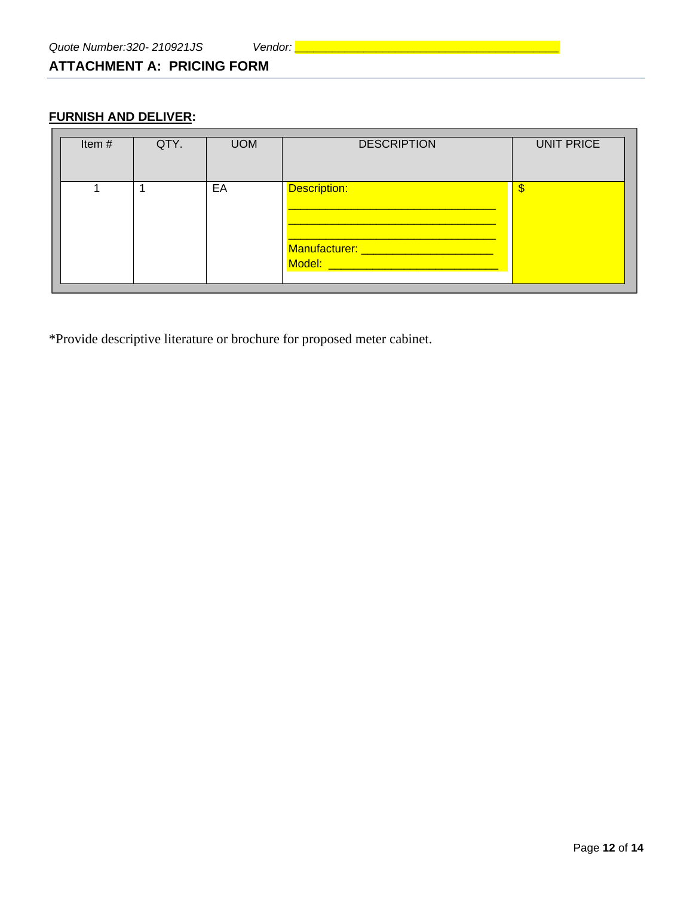Quote Number:320- 210921JS Vendor: ________________________________________

## ATTACHMENT A: PRICING FORM

**FURNISH AND DELIVER:**

| Item # | QTY. | UOM | DESCRIPTION | UNIT PRICE |
|---|---|---|---|---|
| 1 | 1 | EA | Description: ________________________________ ________________________________ ________________________________ Manufacturer: ____________________ Model: __________________________ | $ |

*Provide descriptive literature or brochure for proposed meter cabinet.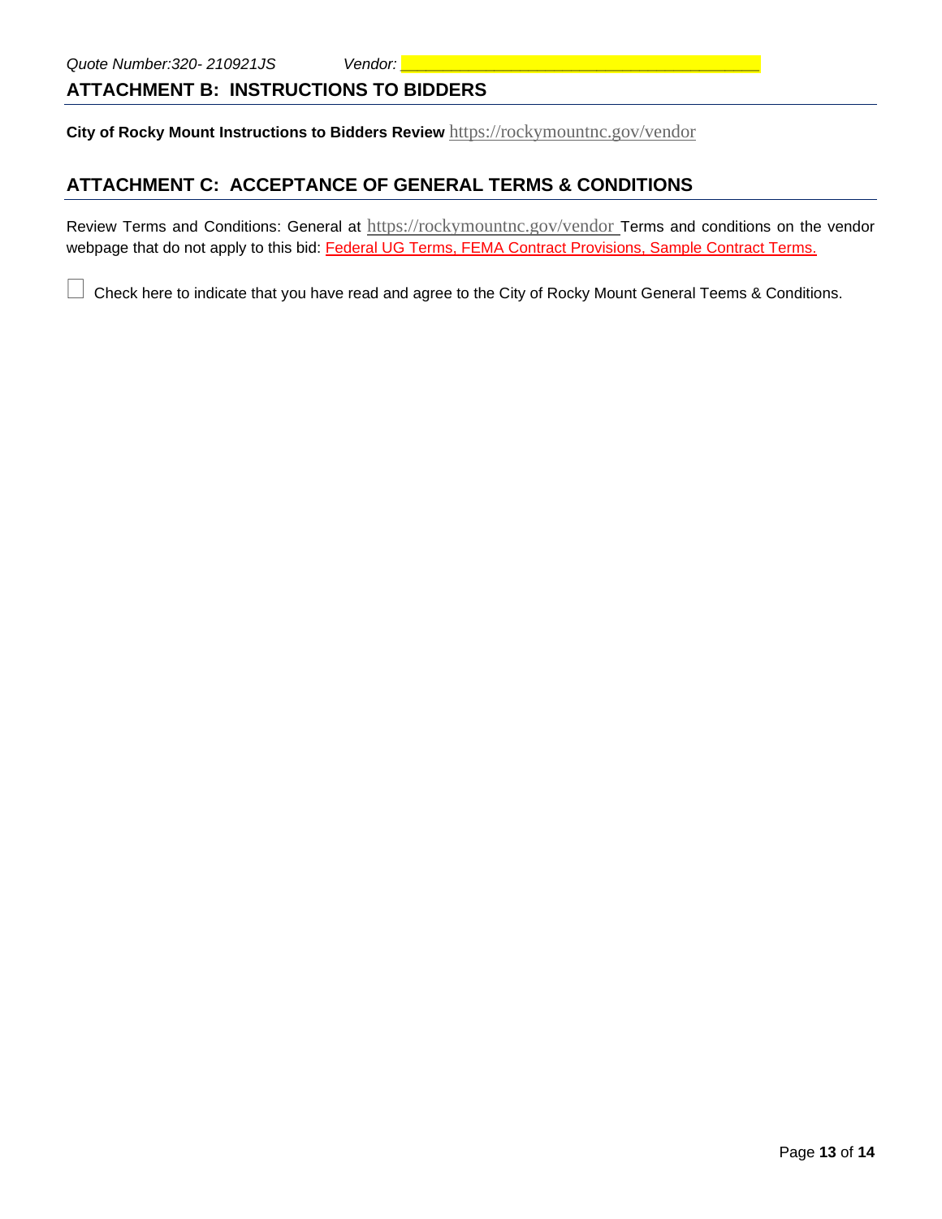*Quote Number:320- 210921JS* *Vendor: ________________________________________*

## ATTACHMENT B: INSTRUCTIONS TO BIDDERS

**City of Rocky Mount Instructions to Bidders Review** https://rockymountnc.gov/vendor

## ATTACHMENT C: ACCEPTANCE OF GENERAL TERMS & CONDITIONS

Review Terms and Conditions: General at https://rockymountnc.gov/vendor Terms and conditions on the vendor webpage that do not apply to this bid: Federal UG Terms, FEMA Contract Provisions, Sample Contract Terms.

☐ Check here to indicate that you have read and agree to the City of Rocky Mount General Teems & Conditions.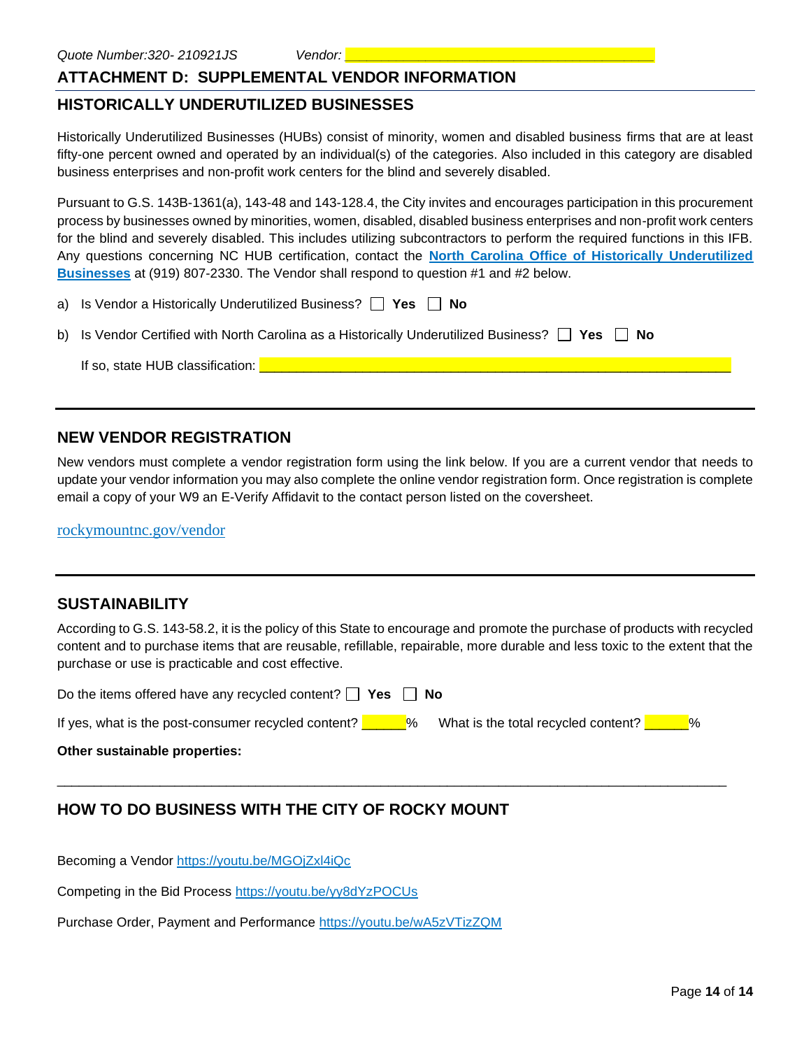*Quote Number:320- 210921JS* *Vendor:* ________________________________________

## ATTACHMENT D: SUPPLEMENTAL VENDOR INFORMATION

### HISTORICALLY UNDERUTILIZED BUSINESSES

Historically Underutilized Businesses (HUBs) consist of minority, women and disabled business firms that are at least fifty-one percent owned and operated by an individual(s) of the categories. Also included in this category are disabled business enterprises and non-profit work centers for the blind and severely disabled.

Pursuant to G.S. 143B-1361(a), 143-48 and 143-128.4, the City invites and encourages participation in this procurement process by businesses owned by minorities, women, disabled, disabled business enterprises and non-profit work centers for the blind and severely disabled. This includes utilizing subcontractors to perform the required functions in this IFB. Any questions concerning NC HUB certification, contact the **North Carolina Office of Historically Underutilized Businesses** at (919) 807-2330. The Vendor shall respond to question #1 and #2 below.

a) Is Vendor a Historically Underutilized Business? ☐ **Yes** ☐ **No**

b) Is Vendor Certified with North Carolina as a Historically Underutilized Business? ☐ **Yes** ☐ **No**

If so, state HUB classification: ____________________________________________________________

---

### NEW VENDOR REGISTRATION

New vendors must complete a vendor registration form using the link below. If you are a current vendor that needs to update your vendor information you may also complete the online vendor registration form. Once registration is complete email a copy of your W9 an E-Verify Affidavit to the contact person listed on the coversheet.

rockymountnc.gov/vendor

---

### SUSTAINABILITY

According to G.S. 143-58.2, it is the policy of this State to encourage and promote the purchase of products with recycled content and to purchase items that are reusable, refillable, repairable, more durable and less toxic to the extent that the purchase or use is practicable and cost effective.

Do the items offered have any recycled content? ☐ **Yes** ☐ **No**

If yes, what is the post-consumer recycled content? ______% What is the total recycled content? ______%

**Other sustainable properties:**

______________________________________________________________________________________

### HOW TO DO BUSINESS WITH THE CITY OF ROCKY MOUNT

Becoming a Vendor https://youtu.be/MGOjZxl4iQc

Competing in the Bid Process https://youtu.be/yy8dYzPOCUs

Purchase Order, Payment and Performance https://youtu.be/wA5zVTizZQM